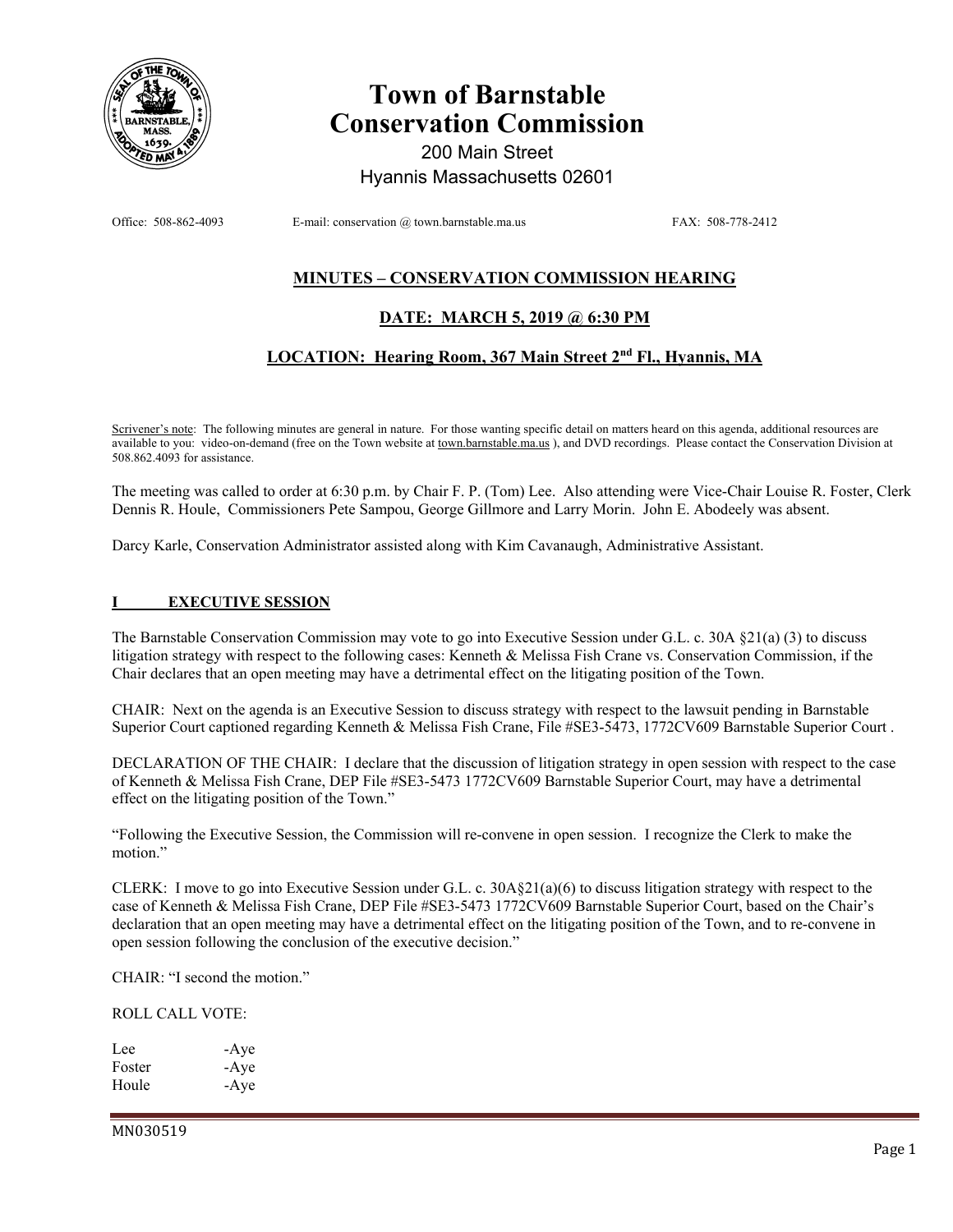# Town of Barnstable
# Conservation Commission

200 Main Street
Hyannis Massachusetts 02601

Office: 508-862-4093 E-mail: conservation @ town.barnstable.ma.us FAX: 508-778-2412

## MINUTES – CONSERVATION COMMISSION HEARING

## DATE: MARCH 5, 2019 @ 6:30 PM

## LOCATION: Hearing Room, 367 Main Street 2nd Fl., Hyannis, MA

Scrivener's note: The following minutes are general in nature. For those wanting specific detail on matters heard on this agenda, additional resources are available to you: video-on-demand (free on the Town website at town.barnstable.ma.us ), and DVD recordings. Please contact the Conservation Division at 508.862.4093 for assistance.

The meeting was called to order at 6:30 p.m. by Chair F. P. (Tom) Lee. Also attending were Vice-Chair Louise R. Foster, Clerk Dennis R. Houle, Commissioners Pete Sampou, George Gillmore and Larry Morin. John E. Abodeely was absent.

Darcy Karle, Conservation Administrator assisted along with Kim Cavanaugh, Administrative Assistant.

### I EXECUTIVE SESSION

The Barnstable Conservation Commission may vote to go into Executive Session under G.L. c. 30A §21(a) (3) to discuss litigation strategy with respect to the following cases: Kenneth & Melissa Fish Crane vs. Conservation Commission, if the Chair declares that an open meeting may have a detrimental effect on the litigating position of the Town.

CHAIR: Next on the agenda is an Executive Session to discuss strategy with respect to the lawsuit pending in Barnstable Superior Court captioned regarding Kenneth & Melissa Fish Crane, File #SE3-5473, 1772CV609 Barnstable Superior Court .

DECLARATION OF THE CHAIR: I declare that the discussion of litigation strategy in open session with respect to the case of Kenneth & Melissa Fish Crane, DEP File #SE3-5473 1772CV609 Barnstable Superior Court, may have a detrimental effect on the litigating position of the Town."

"Following the Executive Session, the Commission will re-convene in open session. I recognize the Clerk to make the motion."

CLERK: I move to go into Executive Session under G.L. c. 30A§21(a)(6) to discuss litigation strategy with respect to the case of Kenneth & Melissa Fish Crane, DEP File #SE3-5473 1772CV609 Barnstable Superior Court, based on the Chair's declaration that an open meeting may have a detrimental effect on the litigating position of the Town, and to re-convene in open session following the conclusion of the executive decision."

CHAIR: "I second the motion."

ROLL CALL VOTE:

Lee -Aye
Foster -Aye
Houle -Aye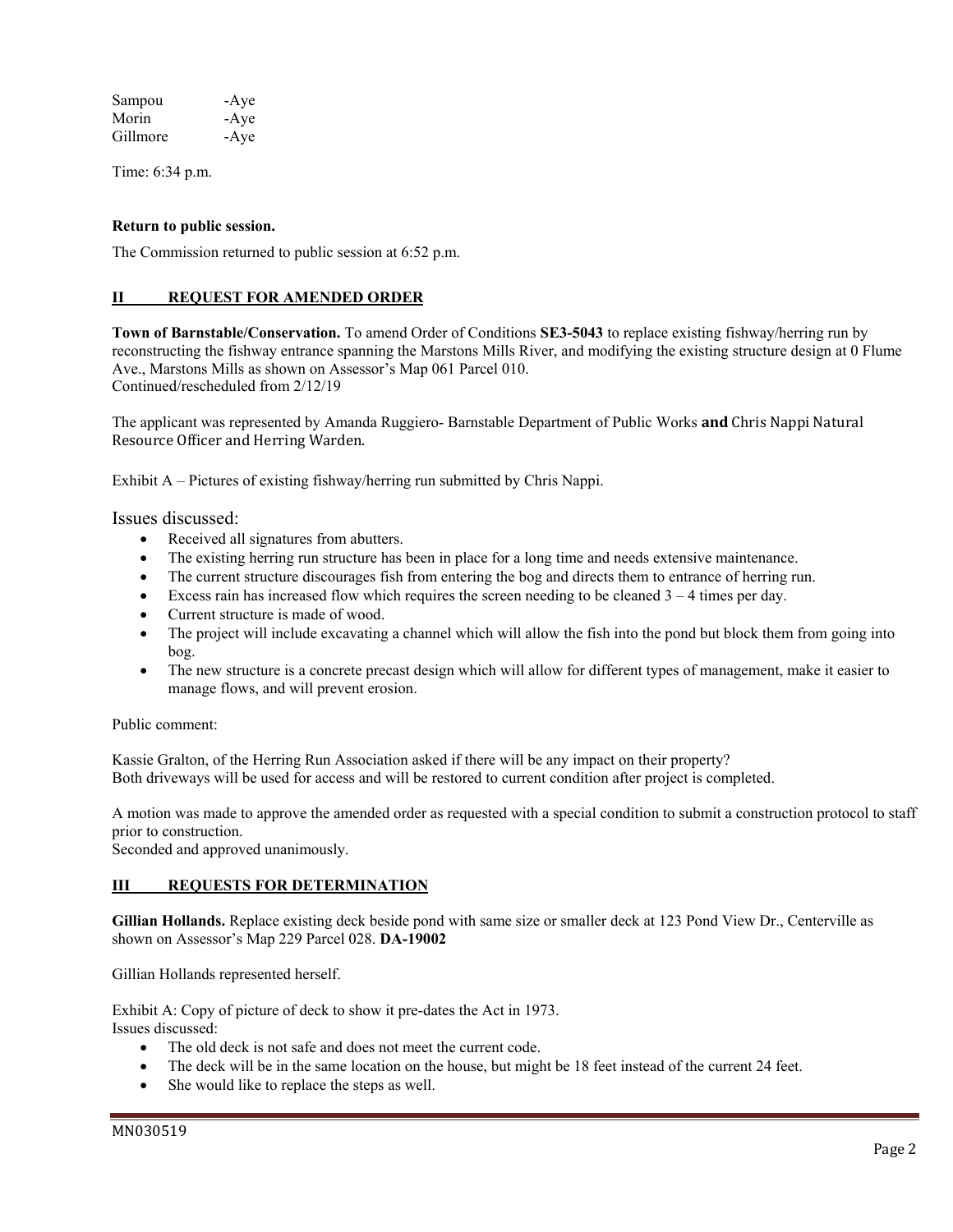| | |
|---|---|
| Sampou | -Aye |
| Morin | -Aye |
| Gillmore | -Aye |

Time: 6:34 p.m.

**Return to public session.**

The Commission returned to public session at 6:52 p.m.

## II REQUEST FOR AMENDED ORDER

**Town of Barnstable/Conservation.** To amend Order of Conditions **SE3-5043** to replace existing fishway/herring run by reconstructing the fishway entrance spanning the Marstons Mills River, and modifying the existing structure design at 0 Flume Ave., Marstons Mills as shown on Assessor's Map 061 Parcel 010.
Continued/rescheduled from 2/12/19

The applicant was represented by Amanda Ruggiero- Barnstable Department of Public Works **and** Chris Nappi Natural Resource Officer and Herring Warden.

Exhibit A – Pictures of existing fishway/herring run submitted by Chris Nappi.

Issues discussed:

- Received all signatures from abutters.
- The existing herring run structure has been in place for a long time and needs extensive maintenance.
- The current structure discourages fish from entering the bog and directs them to entrance of herring run.
- Excess rain has increased flow which requires the screen needing to be cleaned 3 – 4 times per day.
- Current structure is made of wood.
- The project will include excavating a channel which will allow the fish into the pond but block them from going into bog.
- The new structure is a concrete precast design which will allow for different types of management, make it easier to manage flows, and will prevent erosion.

Public comment:

Kassie Gralton, of the Herring Run Association asked if there will be any impact on their property?
Both driveways will be used for access and will be restored to current condition after project is completed.

A motion was made to approve the amended order as requested with a special condition to submit a construction protocol to staff prior to construction.
Seconded and approved unanimously.

## III REQUESTS FOR DETERMINATION

**Gillian Hollands.** Replace existing deck beside pond with same size or smaller deck at 123 Pond View Dr., Centerville as shown on Assessor's Map 229 Parcel 028. **DA-19002**

Gillian Hollands represented herself.

Exhibit A: Copy of picture of deck to show it pre-dates the Act in 1973.
Issues discussed:

- The old deck is not safe and does not meet the current code.
- The deck will be in the same location on the house, but might be 18 feet instead of the current 24 feet.
- She would like to replace the steps as well.

MN030519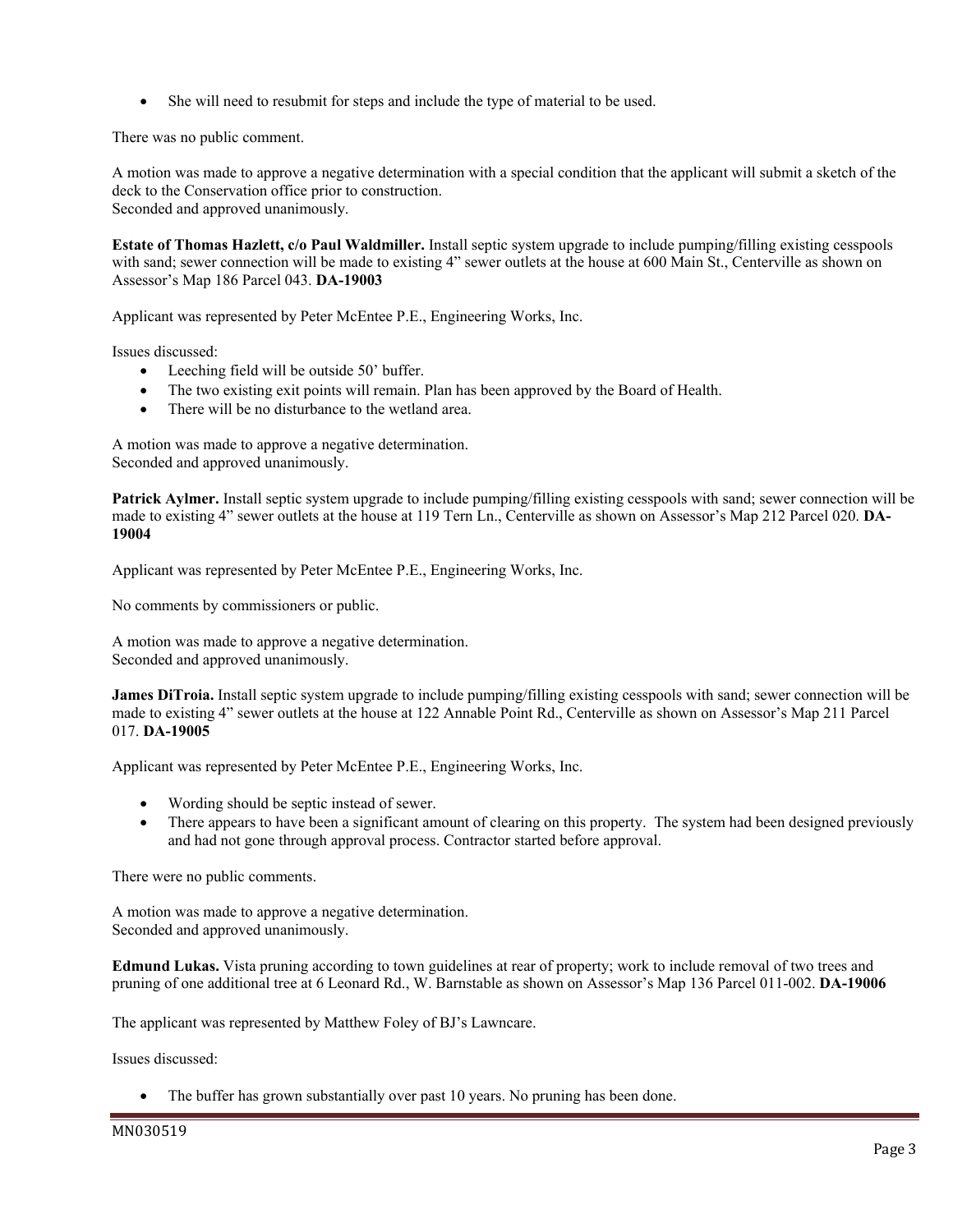- She will need to resubmit for steps and include the type of material to be used.

There was no public comment.

A motion was made to approve a negative determination with a special condition that the applicant will submit a sketch of the deck to the Conservation office prior to construction.
Seconded and approved unanimously.

**Estate of Thomas Hazlett, c/o Paul Waldmiller.** Install septic system upgrade to include pumping/filling existing cesspools with sand; sewer connection will be made to existing 4" sewer outlets at the house at 600 Main St., Centerville as shown on Assessor's Map 186 Parcel 043. **DA-19003**

Applicant was represented by Peter McEntee P.E., Engineering Works, Inc.

Issues discussed:

- Leeching field will be outside 50' buffer.
- The two existing exit points will remain. Plan has been approved by the Board of Health.
- There will be no disturbance to the wetland area.

A motion was made to approve a negative determination.
Seconded and approved unanimously.

**Patrick Aylmer.** Install septic system upgrade to include pumping/filling existing cesspools with sand; sewer connection will be made to existing 4" sewer outlets at the house at 119 Tern Ln., Centerville as shown on Assessor's Map 212 Parcel 020. **DA-19004**

Applicant was represented by Peter McEntee P.E., Engineering Works, Inc.

No comments by commissioners or public.

A motion was made to approve a negative determination.
Seconded and approved unanimously.

**James DiTroia.** Install septic system upgrade to include pumping/filling existing cesspools with sand; sewer connection will be made to existing 4" sewer outlets at the house at 122 Annable Point Rd., Centerville as shown on Assessor's Map 211 Parcel 017. **DA-19005**

Applicant was represented by Peter McEntee P.E., Engineering Works, Inc.

- Wording should be septic instead of sewer.
- There appears to have been a significant amount of clearing on this property. The system had been designed previously and had not gone through approval process. Contractor started before approval.

There were no public comments.

A motion was made to approve a negative determination.
Seconded and approved unanimously.

**Edmund Lukas.** Vista pruning according to town guidelines at rear of property; work to include removal of two trees and pruning of one additional tree at 6 Leonard Rd., W. Barnstable as shown on Assessor's Map 136 Parcel 011-002. **DA-19006**

The applicant was represented by Matthew Foley of BJ's Lawncare.

Issues discussed:

- The buffer has grown substantially over past 10 years. No pruning has been done.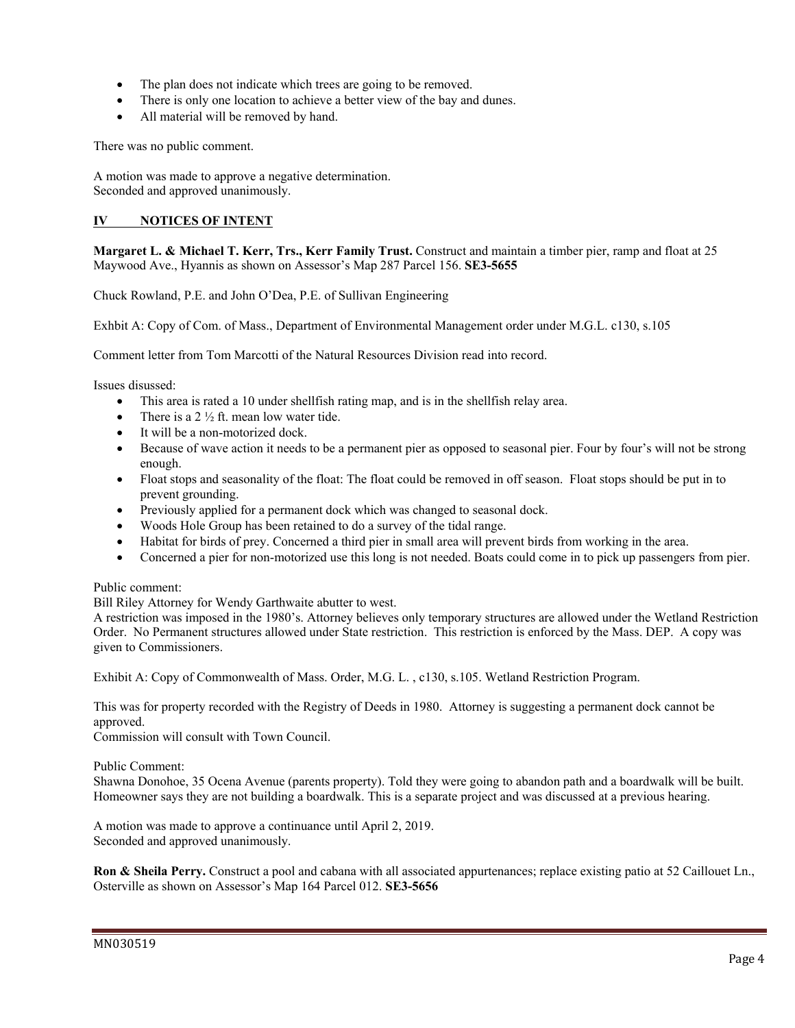- The plan does not indicate which trees are going to be removed.
- There is only one location to achieve a better view of the bay and dunes.
- All material will be removed by hand.

There was no public comment.

A motion was made to approve a negative determination.
Seconded and approved unanimously.

## IV NOTICES OF INTENT

**Margaret L. & Michael T. Kerr, Trs., Kerr Family Trust.** Construct and maintain a timber pier, ramp and float at 25 Maywood Ave., Hyannis as shown on Assessor's Map 287 Parcel 156. **SE3-5655**

Chuck Rowland, P.E. and John O'Dea, P.E. of Sullivan Engineering

Exhbit A: Copy of Com. of Mass., Department of Environmental Management order under M.G.L. c130, s.105

Comment letter from Tom Marcotti of the Natural Resources Division read into record.

Issues disussed:

- This area is rated a 10 under shellfish rating map, and is in the shellfish relay area.
- There is a 2 ½ ft. mean low water tide.
- It will be a non-motorized dock.
- Because of wave action it needs to be a permanent pier as opposed to seasonal pier. Four by four's will not be strong enough.
- Float stops and seasonality of the float: The float could be removed in off season. Float stops should be put in to prevent grounding.
- Previously applied for a permanent dock which was changed to seasonal dock.
- Woods Hole Group has been retained to do a survey of the tidal range.
- Habitat for birds of prey. Concerned a third pier in small area will prevent birds from working in the area.
- Concerned a pier for non-motorized use this long is not needed. Boats could come in to pick up passengers from pier.

Public comment:
Bill Riley Attorney for Wendy Garthwaite abutter to west.
A restriction was imposed in the 1980's. Attorney believes only temporary structures are allowed under the Wetland Restriction Order. No Permanent structures allowed under State restriction. This restriction is enforced by the Mass. DEP. A copy was given to Commissioners.

Exhibit A: Copy of Commonwealth of Mass. Order, M.G. L. , c130, s.105. Wetland Restriction Program.

This was for property recorded with the Registry of Deeds in 1980. Attorney is suggesting a permanent dock cannot be approved.
Commission will consult with Town Council.

Public Comment:
Shawna Donohoe, 35 Ocena Avenue (parents property). Told they were going to abandon path and a boardwalk will be built. Homeowner says they are not building a boardwalk. This is a separate project and was discussed at a previous hearing.

A motion was made to approve a continuance until April 2, 2019.
Seconded and approved unanimously.

**Ron & Sheila Perry.** Construct a pool and cabana with all associated appurtenances; replace existing patio at 52 Caillouet Ln., Osterville as shown on Assessor's Map 164 Parcel 012. **SE3-5656**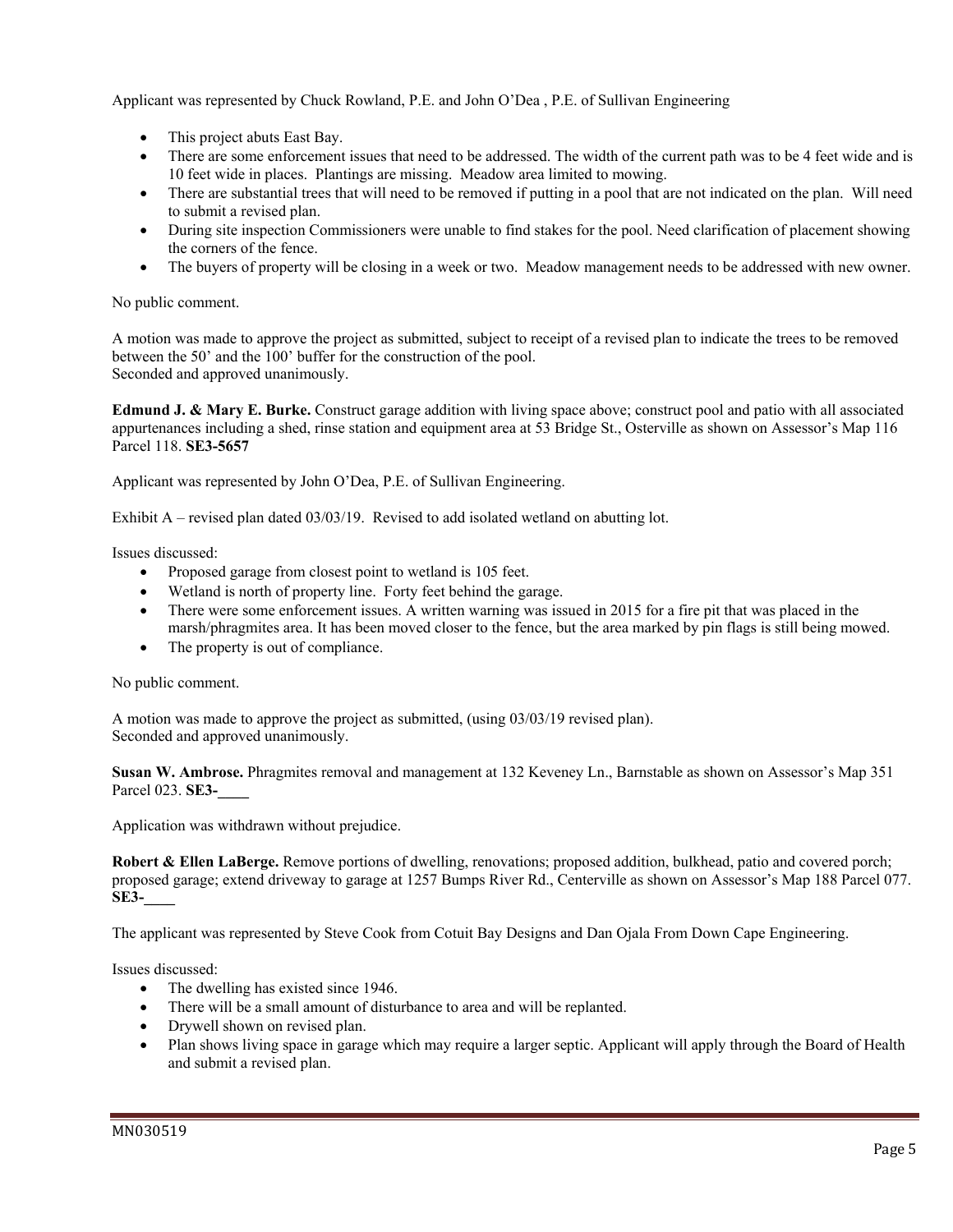Applicant was represented by Chuck Rowland, P.E. and John O'Dea , P.E. of Sullivan Engineering

- This project abuts East Bay.
- There are some enforcement issues that need to be addressed. The width of the current path was to be 4 feet wide and is 10 feet wide in places. Plantings are missing. Meadow area limited to mowing.
- There are substantial trees that will need to be removed if putting in a pool that are not indicated on the plan. Will need to submit a revised plan.
- During site inspection Commissioners were unable to find stakes for the pool. Need clarification of placement showing the corners of the fence.
- The buyers of property will be closing in a week or two. Meadow management needs to be addressed with new owner.

No public comment.

A motion was made to approve the project as submitted, subject to receipt of a revised plan to indicate the trees to be removed between the 50' and the 100' buffer for the construction of the pool.
Seconded and approved unanimously.

**Edmund J. & Mary E. Burke.** Construct garage addition with living space above; construct pool and patio with all associated appurtenances including a shed, rinse station and equipment area at 53 Bridge St., Osterville as shown on Assessor's Map 116 Parcel 118. **SE3-5657**

Applicant was represented by John O'Dea, P.E. of Sullivan Engineering.

Exhibit A – revised plan dated 03/03/19. Revised to add isolated wetland on abutting lot.

Issues discussed:

- Proposed garage from closest point to wetland is 105 feet.
- Wetland is north of property line. Forty feet behind the garage.
- There were some enforcement issues. A written warning was issued in 2015 for a fire pit that was placed in the marsh/phragmites area. It has been moved closer to the fence, but the area marked by pin flags is still being mowed.
- The property is out of compliance.

No public comment.

A motion was made to approve the project as submitted, (using 03/03/19 revised plan).
Seconded and approved unanimously.

**Susan W. Ambrose.** Phragmites removal and management at 132 Keveney Ln., Barnstable as shown on Assessor's Map 351 Parcel 023. **SE3-____**

Application was withdrawn without prejudice.

**Robert & Ellen LaBerge.** Remove portions of dwelling, renovations; proposed addition, bulkhead, patio and covered porch; proposed garage; extend driveway to garage at 1257 Bumps River Rd., Centerville as shown on Assessor's Map 188 Parcel 077. **SE3-____**

The applicant was represented by Steve Cook from Cotuit Bay Designs and Dan Ojala From Down Cape Engineering.

Issues discussed:

- The dwelling has existed since 1946.
- There will be a small amount of disturbance to area and will be replanted.
- Drywell shown on revised plan.
- Plan shows living space in garage which may require a larger septic. Applicant will apply through the Board of Health and submit a revised plan.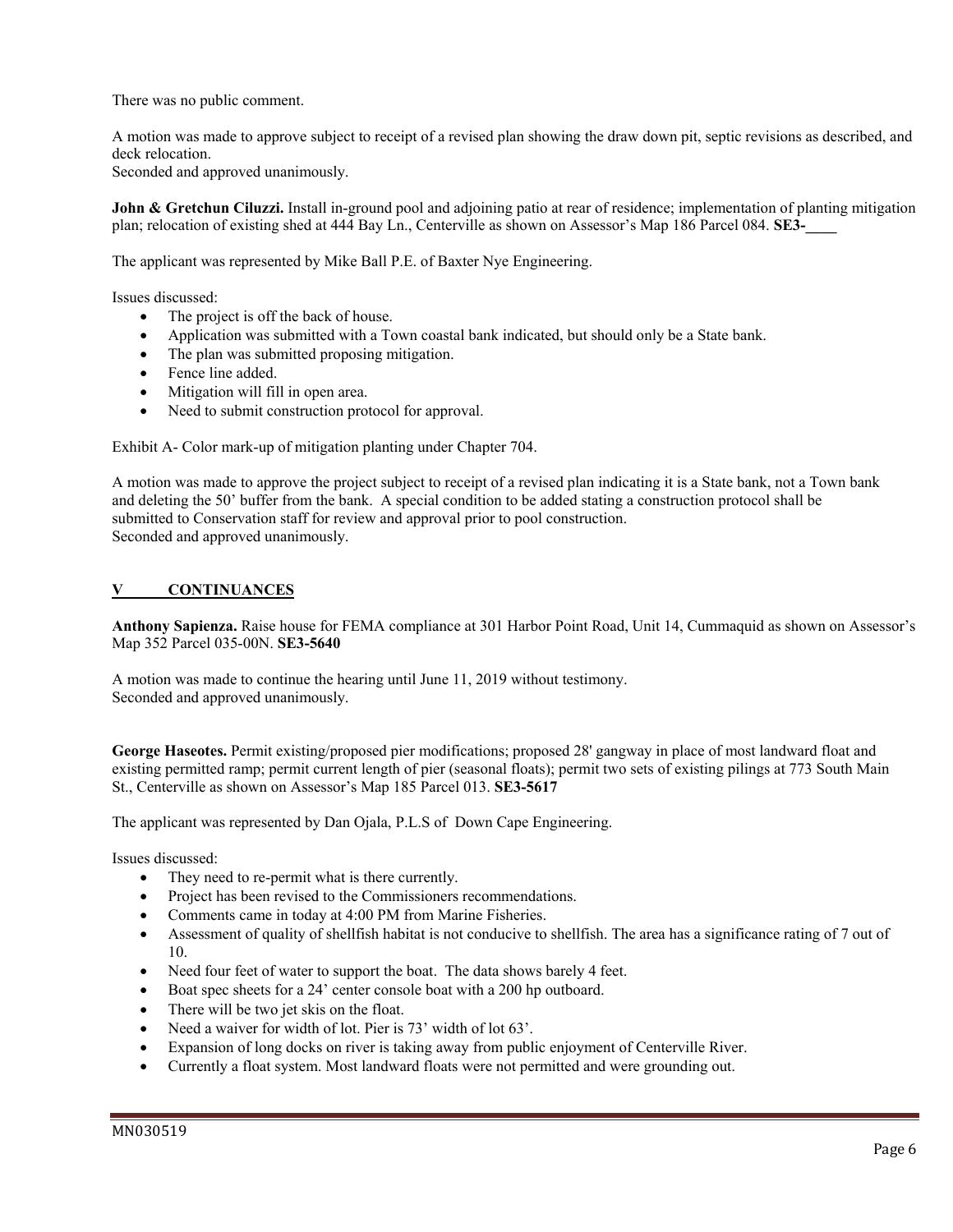There was no public comment.

A motion was made to approve subject to receipt of a revised plan showing the draw down pit, septic revisions as described, and deck relocation.
Seconded and approved unanimously.

**John & Gretchun Ciluzzi.** Install in-ground pool and adjoining patio at rear of residence; implementation of planting mitigation plan; relocation of existing shed at 444 Bay Ln., Centerville as shown on Assessor's Map 186 Parcel 084. **SE3-____**

The applicant was represented by Mike Ball P.E. of Baxter Nye Engineering.

Issues discussed:

- The project is off the back of house.
- Application was submitted with a Town coastal bank indicated, but should only be a State bank.
- The plan was submitted proposing mitigation.
- Fence line added.
- Mitigation will fill in open area.
- Need to submit construction protocol for approval.

Exhibit A- Color mark-up of mitigation planting under Chapter 704.

A motion was made to approve the project subject to receipt of a revised plan indicating it is a State bank, not a Town bank and deleting the 50' buffer from the bank. A special condition to be added stating a construction protocol shall be submitted to Conservation staff for review and approval prior to pool construction.
Seconded and approved unanimously.

## V CONTINUANCES

**Anthony Sapienza.** Raise house for FEMA compliance at 301 Harbor Point Road, Unit 14, Cummaquid as shown on Assessor's Map 352 Parcel 035-00N. **SE3-5640**

A motion was made to continue the hearing until June 11, 2019 without testimony.
Seconded and approved unanimously.

**George Haseotes.** Permit existing/proposed pier modifications; proposed 28' gangway in place of most landward float and existing permitted ramp; permit current length of pier (seasonal floats); permit two sets of existing pilings at 773 South Main St., Centerville as shown on Assessor's Map 185 Parcel 013. **SE3-5617**

The applicant was represented by Dan Ojala, P.L.S of Down Cape Engineering.

Issues discussed:

- They need to re-permit what is there currently.
- Project has been revised to the Commissioners recommendations.
- Comments came in today at 4:00 PM from Marine Fisheries.
- Assessment of quality of shellfish habitat is not conducive to shellfish. The area has a significance rating of 7 out of 10.
- Need four feet of water to support the boat. The data shows barely 4 feet.
- Boat spec sheets for a 24' center console boat with a 200 hp outboard.
- There will be two jet skis on the float.
- Need a waiver for width of lot. Pier is 73' width of lot 63'.
- Expansion of long docks on river is taking away from public enjoyment of Centerville River.
- Currently a float system. Most landward floats were not permitted and were grounding out.

MN030519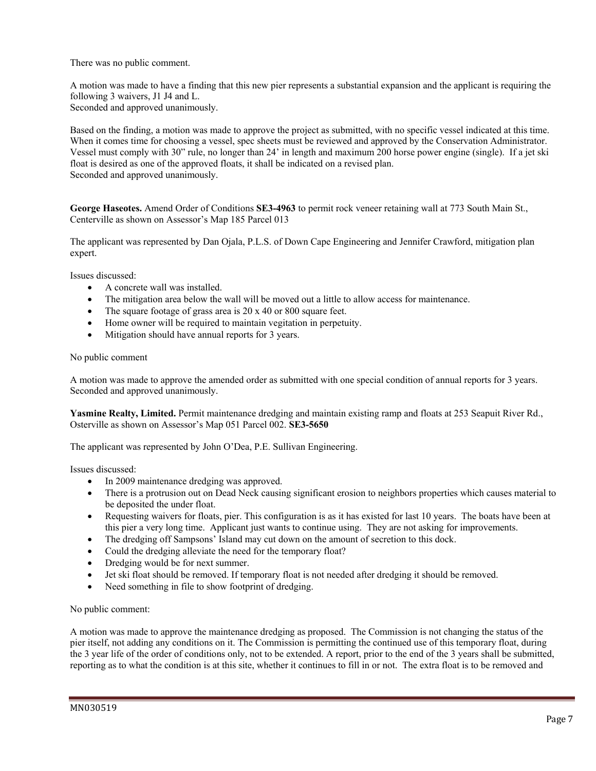There was no public comment.

A motion was made to have a finding that this new pier represents a substantial expansion and the applicant is requiring the following 3 waivers, J1 J4 and L.
Seconded and approved unanimously.

Based on the finding, a motion was made to approve the project as submitted, with no specific vessel indicated at this time. When it comes time for choosing a vessel, spec sheets must be reviewed and approved by the Conservation Administrator. Vessel must comply with 30" rule, no longer than 24' in length and maximum 200 horse power engine (single). If a jet ski float is desired as one of the approved floats, it shall be indicated on a revised plan.
Seconded and approved unanimously.

**George Haseotes.** Amend Order of Conditions **SE3-4963** to permit rock veneer retaining wall at 773 South Main St., Centerville as shown on Assessor's Map 185 Parcel 013

The applicant was represented by Dan Ojala, P.L.S. of Down Cape Engineering and Jennifer Crawford, mitigation plan expert.

Issues discussed:

- A concrete wall was installed.
- The mitigation area below the wall will be moved out a little to allow access for maintenance.
- The square footage of grass area is 20 x 40 or 800 square feet.
- Home owner will be required to maintain vegitation in perpetuity.
- Mitigation should have annual reports for 3 years.

No public comment

A motion was made to approve the amended order as submitted with one special condition of annual reports for 3 years.
Seconded and approved unanimously.

**Yasmine Realty, Limited.** Permit maintenance dredging and maintain existing ramp and floats at 253 Seapuit River Rd., Osterville as shown on Assessor's Map 051 Parcel 002. **SE3-5650**

The applicant was represented by John O'Dea, P.E. Sullivan Engineering.

Issues discussed:

- In 2009 maintenance dredging was approved.
- There is a protrusion out on Dead Neck causing significant erosion to neighbors properties which causes material to be deposited the under float.
- Requesting waivers for floats, pier. This configuration is as it has existed for last 10 years. The boats have been at this pier a very long time. Applicant just wants to continue using. They are not asking for improvements.
- The dredging off Sampsons' Island may cut down on the amount of secretion to this dock.
- Could the dredging alleviate the need for the temporary float?
- Dredging would be for next summer.
- Jet ski float should be removed. If temporary float is not needed after dredging it should be removed.
- Need something in file to show footprint of dredging.

No public comment:

A motion was made to approve the maintenance dredging as proposed. The Commission is not changing the status of the pier itself, not adding any conditions on it. The Commission is permitting the continued use of this temporary float, during the 3 year life of the order of conditions only, not to be extended. A report, prior to the end of the 3 years shall be submitted, reporting as to what the condition is at this site, whether it continues to fill in or not. The extra float is to be removed and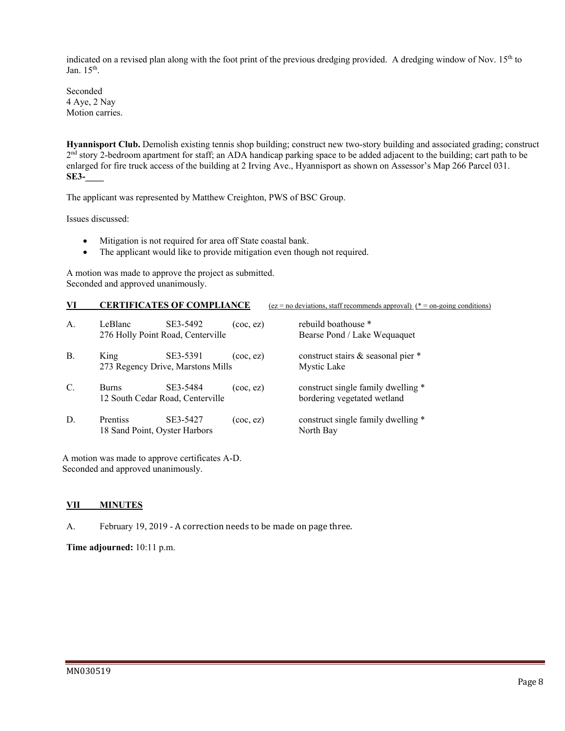indicated on a revised plan along with the foot print of the previous dredging provided. A dredging window of Nov. 15th to Jan. 15th.

Seconded
4 Aye, 2 Nay
Motion carries.

**Hyannisport Club.** Demolish existing tennis shop building; construct new two-story building and associated grading; construct 2nd story 2-bedroom apartment for staff; an ADA handicap parking space to be added adjacent to the building; cart path to be enlarged for fire truck access of the building at 2 Irving Ave., Hyannisport as shown on Assessor's Map 266 Parcel 031.
**SE3-____**

The applicant was represented by Matthew Creighton, PWS of BSC Group.

Issues discussed:

- Mitigation is not required for area off State coastal bank.
- The applicant would like to provide mitigation even though not required.

A motion was made to approve the project as submitted.
Seconded and approved unanimously.

## VI CERTIFICATES OF COMPLIANCE

(ez = no deviations, staff recommends approval) (* = on-going conditions)

| | | | | |
|---|---|---|---|---|
| A. | LeBlanc<br>276 Holly Point Road, Centerville | SE3-5492 | (coc, ez) | rebuild boathouse *<br>Bearse Pond / Lake Wequaquet |
| B. | King<br>273 Regency Drive, Marstons Mills | SE3-5391 | (coc, ez) | construct stairs & seasonal pier *<br>Mystic Lake |
| C. | Burns<br>12 South Cedar Road, Centerville | SE3-5484 | (coc, ez) | construct single family dwelling *<br>bordering vegetated wetland |
| D. | Prentiss<br>18 Sand Point, Oyster Harbors | SE3-5427 | (coc, ez) | construct single family dwelling *<br>North Bay |

A motion was made to approve certificates A-D.
Seconded and approved unanimously.

## VII MINUTES

A. February 19, 2019 - A correction needs to be made on page three.

**Time adjourned:** 10:11 p.m.

MN030519